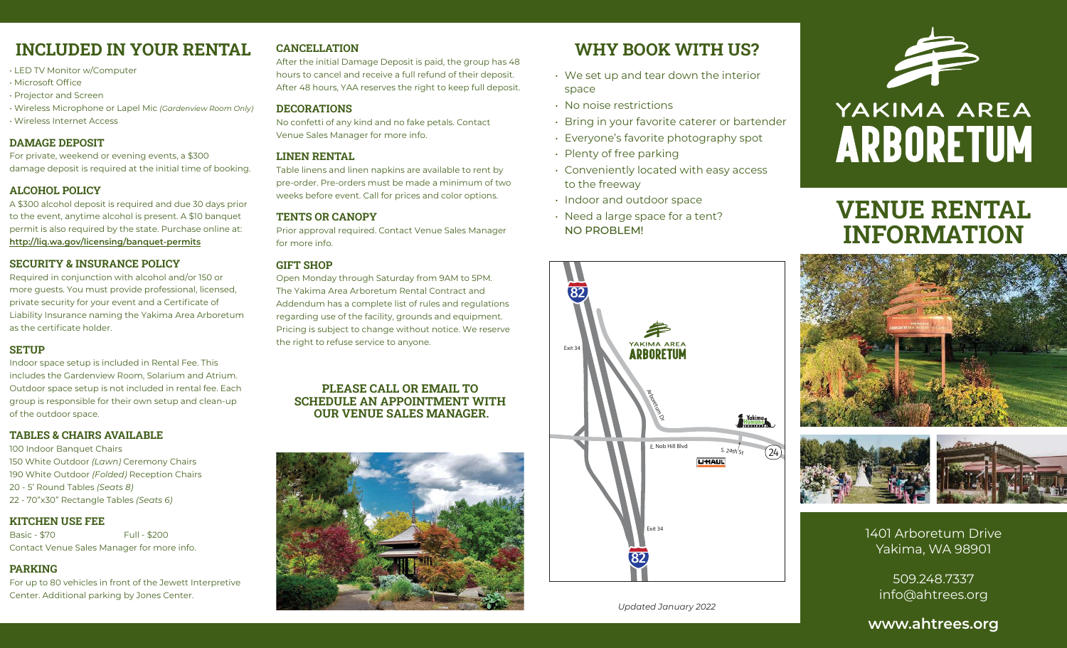## INCLUDED IN YOUR RENTAL

- LED TV Monitor w/Computer
- Microsoft Office
- Projector and Screen
- Wireless Microphone or Lapel Mic *(Gardenview Room Only)*
- Wireless Internet Access

### DAMAGE DEPOSIT

For private, weekend or evening events, a $300 damage deposit is required at the initial time of booking.

### ALCOHOL POLICY

A $300 alcohol deposit is required and due 30 days prior to the event, anytime alcohol is present. A $10 banquet permit is also required by the state. Purchase online at: **http://liq.wa.gov/licensing/banquet-permits**

### SECURITY & INSURANCE POLICY

Required in conjunction with alcohol and/or 150 or more guests. You must provide professional, licensed, private security for your event and a Certificate of Liability Insurance naming the Yakima Area Arboretum as the certificate holder.

### SETUP

Indoor space setup is included in Rental Fee. This includes the Gardenview Room, Solarium and Atrium. Outdoor space setup is not included in rental fee. Each group is responsible for their own setup and clean-up of the outdoor space.

### TABLES & CHAIRS AVAILABLE

100 Indoor Banquet Chairs
150 White Outdoor *(Lawn)* Ceremony Chairs
190 White Outdoor *(Folded)* Reception Chairs
20 - 5' Round Tables *(Seats 8)*
22 - 70"x30" Rectangle Tables *(Seats 6)*

### KITCHEN USE FEE

Basic - $70 Full - $200
Contact Venue Sales Manager for more info.

### PARKING

For up to 80 vehicles in front of the Jewett Interpretive Center. Additional parking by Jones Center.

### CANCELLATION

After the initial Damage Deposit is paid, the group has 48 hours to cancel and receive a full refund of their deposit. After 48 hours, YAA reserves the right to keep full deposit.

### DECORATIONS

No confetti of any kind and no fake petals. Contact Venue Sales Manager for more info.

### LINEN RENTAL

Table linens and linen napkins are available to rent by pre-order. Pre-orders must be made a minimum of two weeks before event. Call for prices and color options.

### TENTS OR CANOPY

Prior approval required. Contact Venue Sales Manager for more info.

### GIFT SHOP

Open Monday through Saturday from 9AM to 5PM. The Yakima Area Arboretum Rental Contract and Addendum has a complete list of rules and regulations regarding use of the facility, grounds and equipment. Pricing is subject to change without notice. We reserve the right to refuse service to anyone.

**PLEASE CALL OR EMAIL TO SCHEDULE AN APPOINTMENT WITH OUR VENUE SALES MANAGER.**

## WHY BOOK WITH US?

- We set up and tear down the interior space
- No noise restrictions
- Bring in your favorite caterer or bartender
- Everyone's favorite photography spot
- Plenty of free parking
- Conveniently located with easy access to the freeway
- Indoor and outdoor space
- Need a large space for a tent? NO PROBLEM!

*Updated January 2022*

# YAKIMA AREA ARBORETUM

# VENUE RENTAL INFORMATION

1401 Arboretum Drive
Yakima, WA 98901

509.248.7337
info@ahtrees.org

**www.ahtrees.org**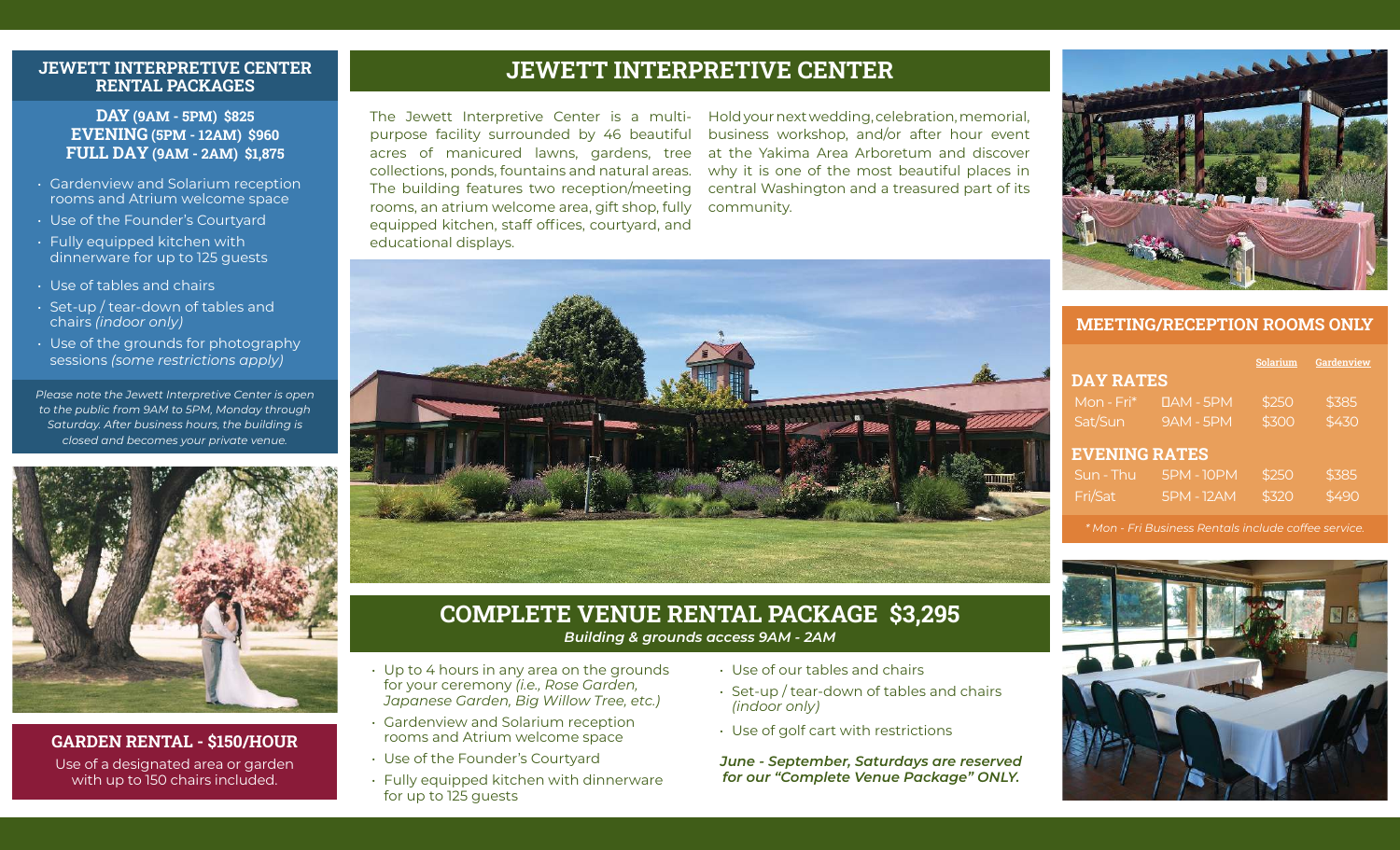## JEWETT INTERPRETIVE CENTER RENTAL PACKAGES

**DAY (9AM - 5PM) $825**
**EVENING (5PM - 12AM) $960**
**FULL DAY (9AM - 2AM) $1,875**

- Gardenview and Solarium reception rooms and Atrium welcome space
- Use of the Founder's Courtyard
- Fully equipped kitchen with dinnerware for up to 125 guests
- Use of tables and chairs
- Set-up / tear-down of tables and chairs *(indoor only)*
- Use of the grounds for photography sessions *(some restrictions apply)*

*Please note the Jewett Interpretive Center is open to the public from 9AM to 5PM, Monday through Saturday. After business hours, the building is closed and becomes your private venue.*

## GARDEN RENTAL - $150/HOUR

Use of a designated area or garden with up to 150 chairs included.

# JEWETT INTERPRETIVE CENTER

The Jewett Interpretive Center is a multi-purpose facility surrounded by 46 beautiful acres of manicured lawns, gardens, tree collections, ponds, fountains and natural areas. The building features two reception/meeting rooms, an atrium welcome area, gift shop, fully equipped kitchen, staff offices, courtyard, and educational displays.

Hold your next wedding, celebration, memorial, business workshop, and/or after hour event at the Yakima Area Arboretum and discover why it is one of the most beautiful places in central Washington and a treasured part of its community.

## COMPLETE VENUE RENTAL PACKAGE $3,295

*Building & grounds access 9AM - 2AM*

- Up to 4 hours in any area on the grounds for your ceremony *(i.e., Rose Garden, Japanese Garden, Big Willow Tree, etc.)*
- Gardenview and Solarium reception rooms and Atrium welcome space
- Use of the Founder's Courtyard
- Fully equipped kitchen with dinnerware for up to 125 guests
- Use of our tables and chairs
- Set-up / tear-down of tables and chairs *(indoor only)*
- Use of golf cart with restrictions

***June - September, Saturdays are reserved for our "Complete Venue Package" ONLY.***

## MEETING/RECEPTION ROOMS ONLY

| | | Solarium | Gardenview |
|---|---|---|---|
| **DAY RATES** | | | |
| Mon - Fri* | 9AM - 5PM | $250 | $385 |
| Sat/Sun | 9AM - 5PM | $300 | $430 |
| **EVENING RATES** | | | |
| Sun - Thu | 5PM - 10PM | $250 | $385 |
| Fri/Sat | 5PM - 12AM | $320 | $490 |

*\* Mon - Fri Business Rentals include coffee service.*